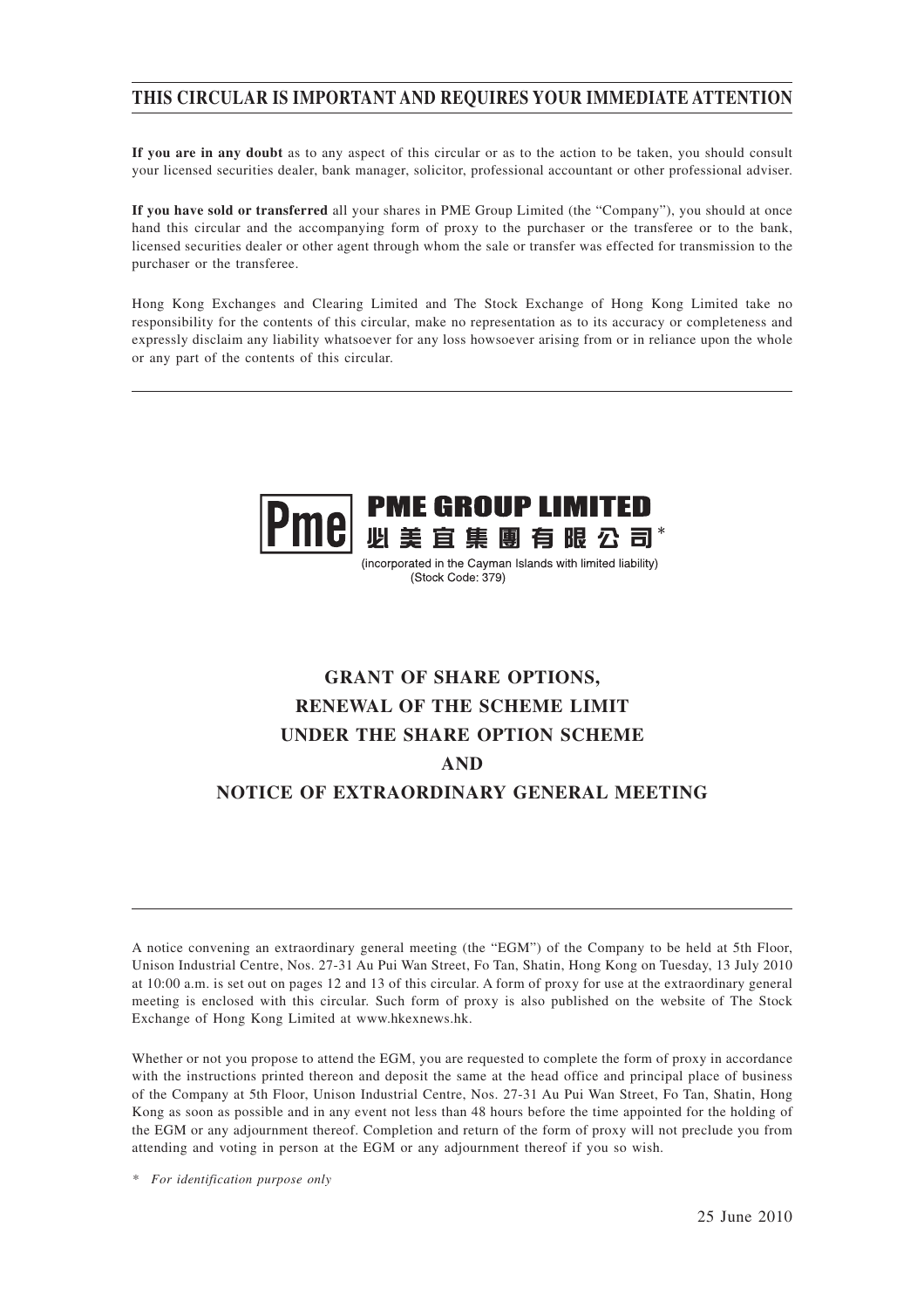## THIS CIRCULAR IS IMPORTANT AND REQUIRES YOUR IMMEDIATE ATTENTION

**If you are in any doubt** as to any aspect of this circular or as to the action to be taken, you should consult your licensed securities dealer, bank manager, solicitor, professional accountant or other professional adviser.

**If you have sold or transferred** all your shares in PME Group Limited (the "Company"), you should at once hand this circular and the accompanying form of proxy to the purchaser or the transferee or to the bank, licensed securities dealer or other agent through whom the sale or transfer was effected for transmission to the purchaser or the transferee.

Hong Kong Exchanges and Clearing Limited and The Stock Exchange of Hong Kong Limited take no responsibility for the contents of this circular, make no representation as to its accuracy or completeness and expressly disclaim any liability whatsoever for any loss howsoever arising from or in reliance upon the whole or any part of the contents of this circular.

**PME GROUP LIMITED**

**必美宜集團有限公司***

(incorporated in the Cayman Islands with limited liability)

(Stock Code: 379)

# GRANT OF SHARE OPTIONS, RENEWAL OF THE SCHEME LIMIT UNDER THE SHARE OPTION SCHEME AND NOTICE OF EXTRAORDINARY GENERAL MEETING

A notice convening an extraordinary general meeting (the "EGM") of the Company to be held at 5th Floor, Unison Industrial Centre, Nos. 27-31 Au Pui Wan Street, Fo Tan, Shatin, Hong Kong on Tuesday, 13 July 2010 at 10:00 a.m. is set out on pages 12 and 13 of this circular. A form of proxy for use at the extraordinary general meeting is enclosed with this circular. Such form of proxy is also published on the website of The Stock Exchange of Hong Kong Limited at www.hkexnews.hk.

Whether or not you propose to attend the EGM, you are requested to complete the form of proxy in accordance with the instructions printed thereon and deposit the same at the head office and principal place of business of the Company at 5th Floor, Unison Industrial Centre, Nos. 27-31 Au Pui Wan Street, Fo Tan, Shatin, Hong Kong as soon as possible and in any event not less than 48 hours before the time appointed for the holding of the EGM or any adjournment thereof. Completion and return of the form of proxy will not preclude you from attending and voting in person at the EGM or any adjournment thereof if you so wish.

\* *For identification purpose only*

25 June 2010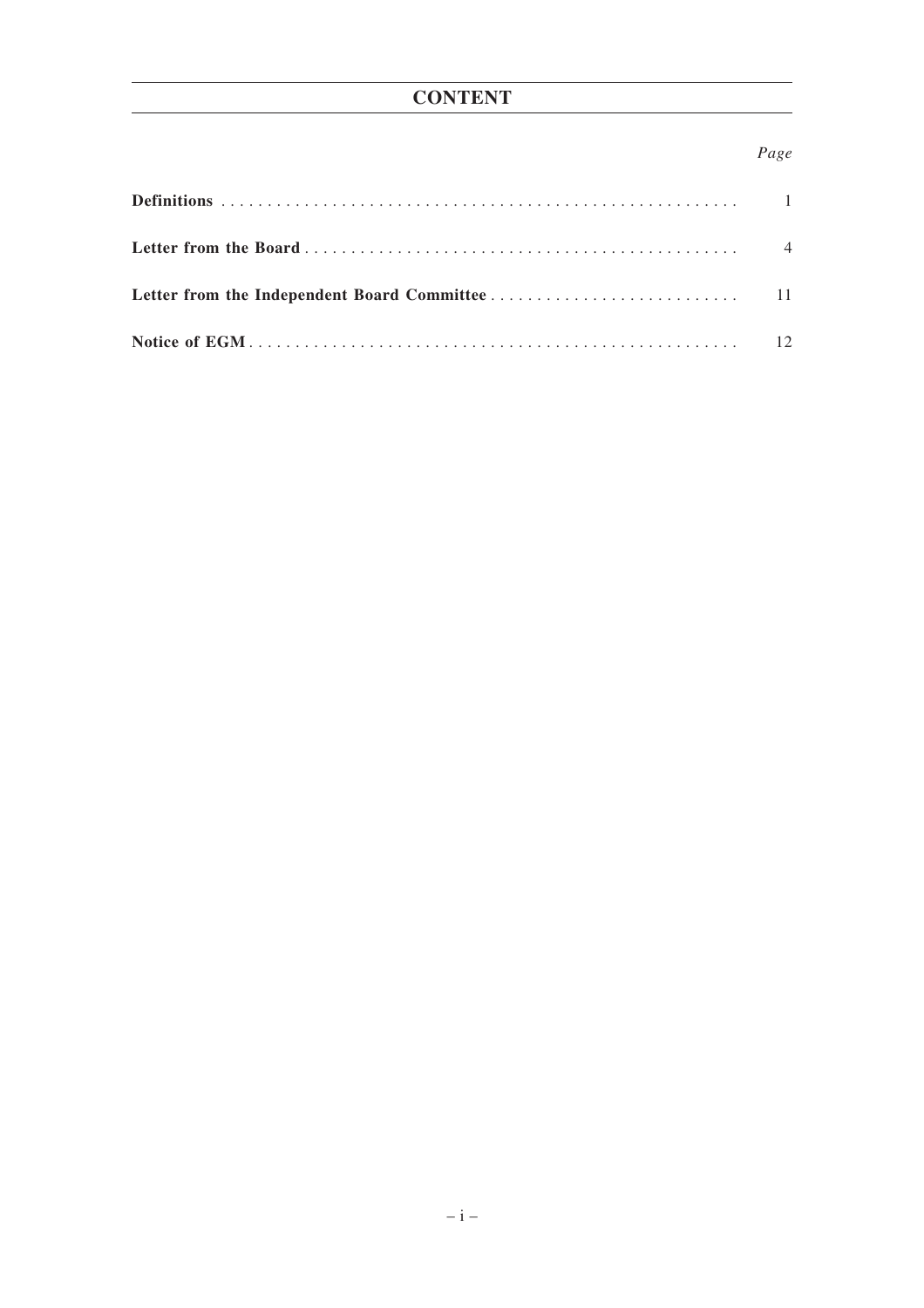# CONTENT

| | *Page* |
|---|---|
| **Definitions** | 1 |
| **Letter from the Board** | 4 |
| **Letter from the Independent Board Committee** | 11 |
| **Notice of EGM** | 12 |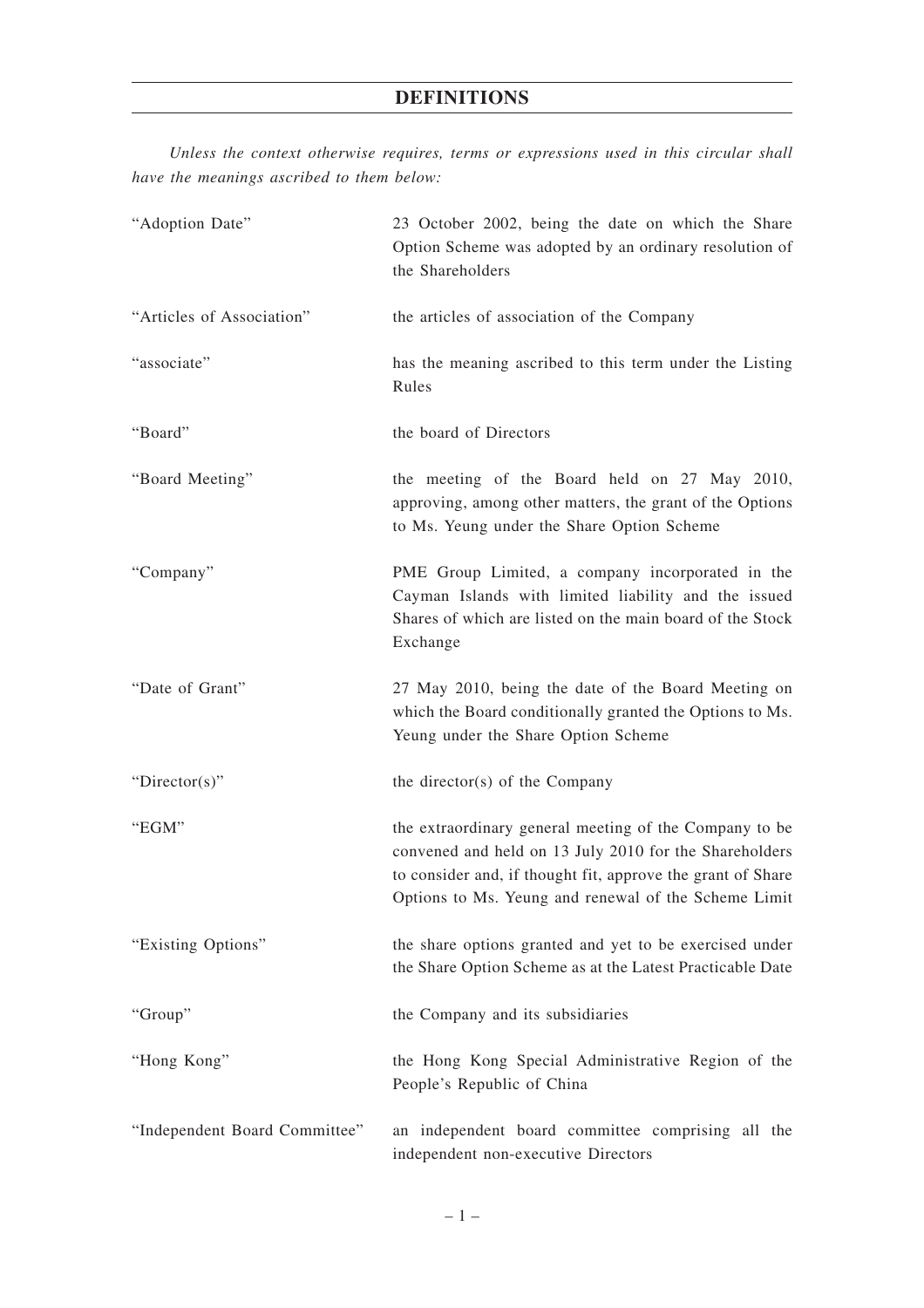# DEFINITIONS

*Unless the context otherwise requires, terms or expressions used in this circular shall have the meanings ascribed to them below:*

| | |
|---|---|
| "Adoption Date" | 23 October 2002, being the date on which the Share Option Scheme was adopted by an ordinary resolution of the Shareholders |
| "Articles of Association" | the articles of association of the Company |
| "associate" | has the meaning ascribed to this term under the Listing Rules |
| "Board" | the board of Directors |
| "Board Meeting" | the meeting of the Board held on 27 May 2010, approving, among other matters, the grant of the Options to Ms. Yeung under the Share Option Scheme |
| "Company" | PME Group Limited, a company incorporated in the Cayman Islands with limited liability and the issued Shares of which are listed on the main board of the Stock Exchange |
| "Date of Grant" | 27 May 2010, being the date of the Board Meeting on which the Board conditionally granted the Options to Ms. Yeung under the Share Option Scheme |
| "Director(s)" | the director(s) of the Company |
| "EGM" | the extraordinary general meeting of the Company to be convened and held on 13 July 2010 for the Shareholders to consider and, if thought fit, approve the grant of Share Options to Ms. Yeung and renewal of the Scheme Limit |
| "Existing Options" | the share options granted and yet to be exercised under the Share Option Scheme as at the Latest Practicable Date |
| "Group" | the Company and its subsidiaries |
| "Hong Kong" | the Hong Kong Special Administrative Region of the People's Republic of China |
| "Independent Board Committee" | an independent board committee comprising all the independent non-executive Directors |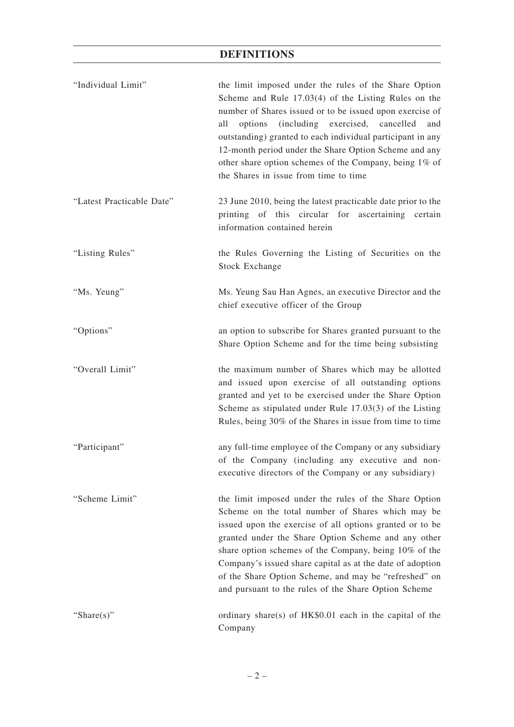## DEFINITIONS

| | |
|---|---|
| "Individual Limit" | the limit imposed under the rules of the Share Option Scheme and Rule 17.03(4) of the Listing Rules on the number of Shares issued or to be issued upon exercise of all options (including exercised, cancelled and outstanding) granted to each individual participant in any 12-month period under the Share Option Scheme and any other share option schemes of the Company, being 1% of the Shares in issue from time to time |
| "Latest Practicable Date" | 23 June 2010, being the latest practicable date prior to the printing of this circular for ascertaining certain information contained herein |
| "Listing Rules" | the Rules Governing the Listing of Securities on the Stock Exchange |
| "Ms. Yeung" | Ms. Yeung Sau Han Agnes, an executive Director and the chief executive officer of the Group |
| "Options" | an option to subscribe for Shares granted pursuant to the Share Option Scheme and for the time being subsisting |
| "Overall Limit" | the maximum number of Shares which may be allotted and issued upon exercise of all outstanding options granted and yet to be exercised under the Share Option Scheme as stipulated under Rule 17.03(3) of the Listing Rules, being 30% of the Shares in issue from time to time |
| "Participant" | any full-time employee of the Company or any subsidiary of the Company (including any executive and non-executive directors of the Company or any subsidiary) |
| "Scheme Limit" | the limit imposed under the rules of the Share Option Scheme on the total number of Shares which may be issued upon the exercise of all options granted or to be granted under the Share Option Scheme and any other share option schemes of the Company, being 10% of the Company's issued share capital as at the date of adoption of the Share Option Scheme, and may be "refreshed" on and pursuant to the rules of the Share Option Scheme |
| "Share(s)" | ordinary share(s) of HK$0.01 each in the capital of the Company |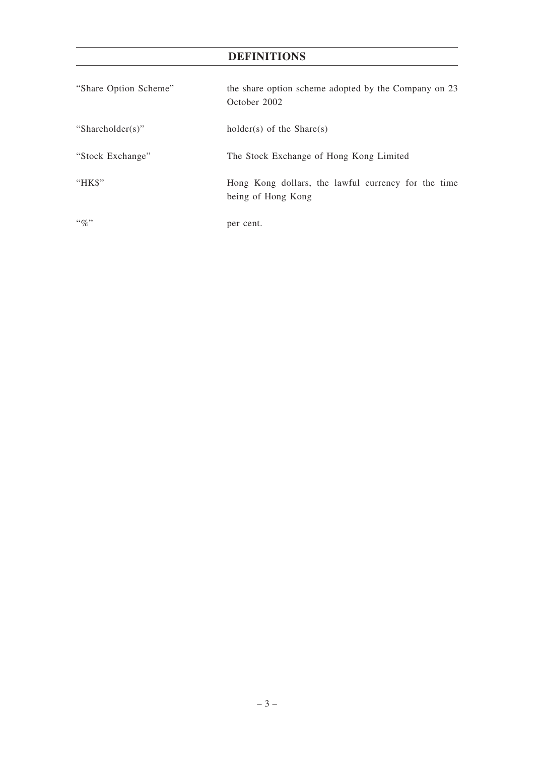# DEFINITIONS

| | |
|---|---|
| "Share Option Scheme" | the share option scheme adopted by the Company on 23 October 2002 |
| "Shareholder(s)" | holder(s) of the Share(s) |
| "Stock Exchange" | The Stock Exchange of Hong Kong Limited |
| "HK$" | Hong Kong dollars, the lawful currency for the time being of Hong Kong |
| "%" | per cent. |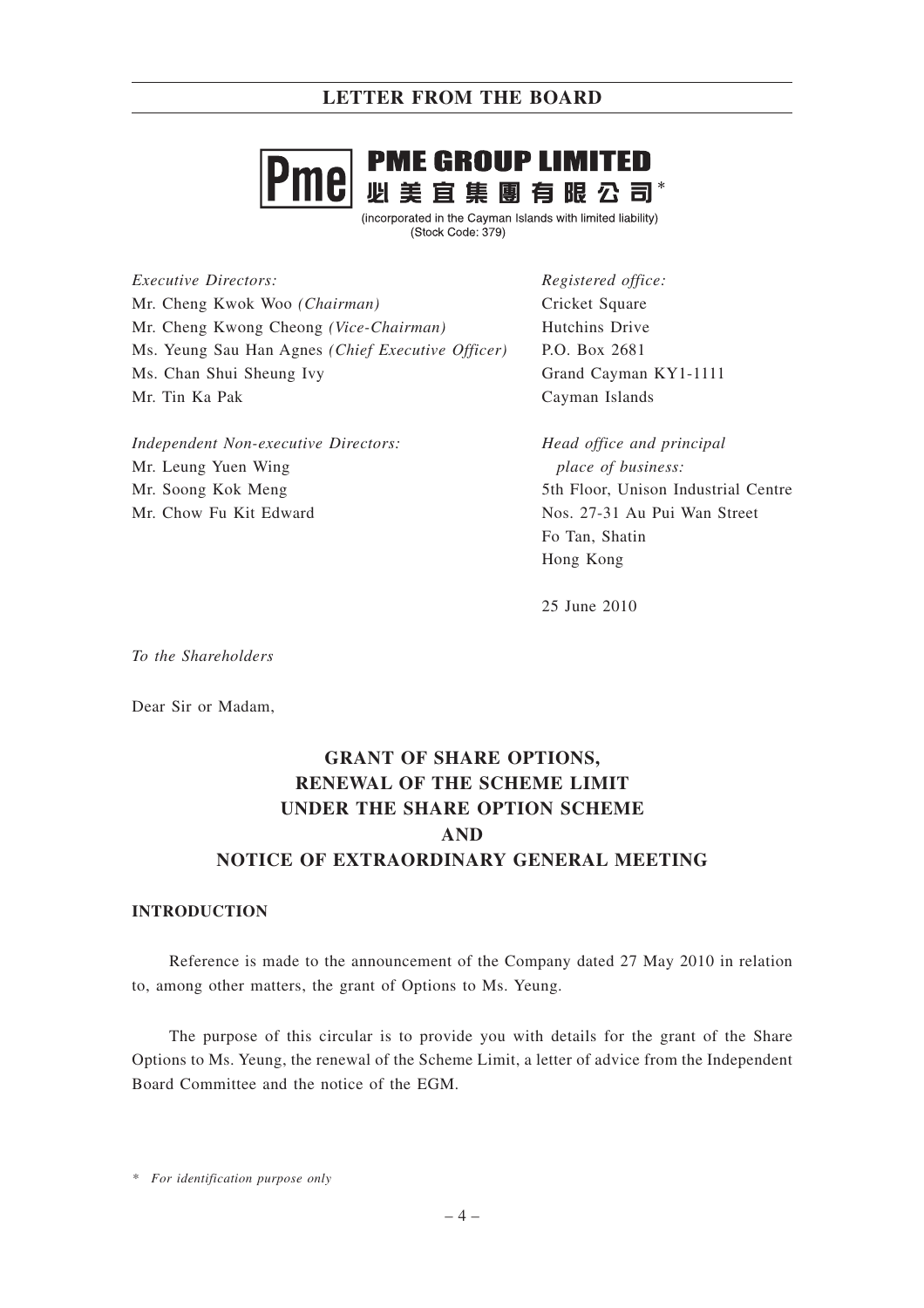# PME GROUP LIMITED

# 必美宜集團有限公司*

(incorporated in the Cayman Islands with limited liability)
(Stock Code: 379)

*Executive Directors:*
Mr. Cheng Kwok Woo *(Chairman)*
Mr. Cheng Kwong Cheong *(Vice-Chairman)*
Ms. Yeung Sau Han Agnes *(Chief Executive Officer)*
Ms. Chan Shui Sheung Ivy
Mr. Tin Ka Pak

*Independent Non-executive Directors:*
Mr. Leung Yuen Wing
Mr. Soong Kok Meng
Mr. Chow Fu Kit Edward

*Registered office:*
Cricket Square
Hutchins Drive
P.O. Box 2681
Grand Cayman KY1-1111
Cayman Islands

*Head office and principal place of business:*
5th Floor, Unison Industrial Centre
Nos. 27-31 Au Pui Wan Street
Fo Tan, Shatin
Hong Kong

25 June 2010

*To the Shareholders*

Dear Sir or Madam,

## GRANT OF SHARE OPTIONS, RENEWAL OF THE SCHEME LIMIT UNDER THE SHARE OPTION SCHEME AND NOTICE OF EXTRAORDINARY GENERAL MEETING

### INTRODUCTION

Reference is made to the announcement of the Company dated 27 May 2010 in relation to, among other matters, the grant of Options to Ms. Yeung.

The purpose of this circular is to provide you with details for the grant of the Share Options to Ms. Yeung, the renewal of the Scheme Limit, a letter of advice from the Independent Board Committee and the notice of the EGM.

\* *For identification purpose only*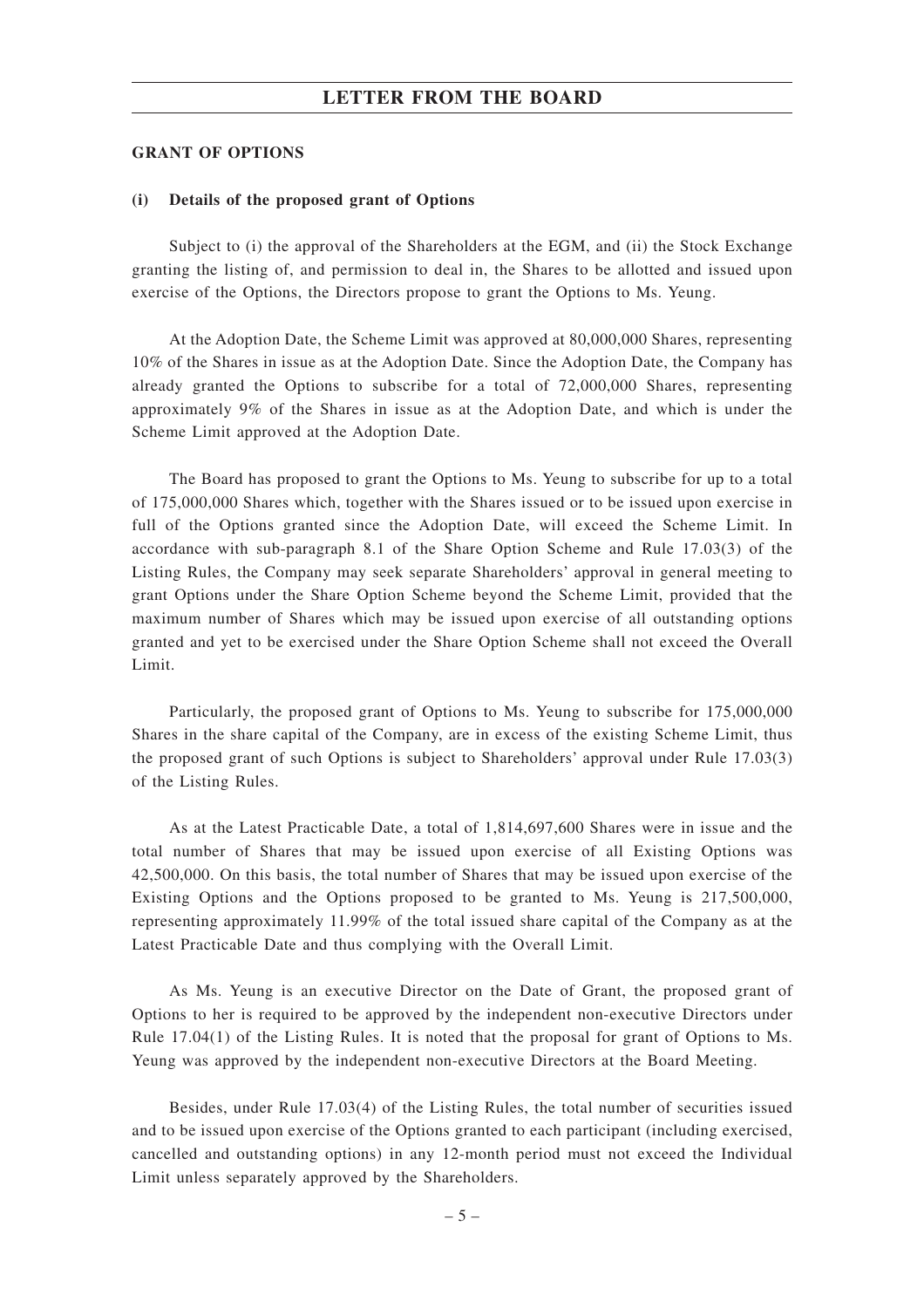## GRANT OF OPTIONS

### (i) Details of the proposed grant of Options

Subject to (i) the approval of the Shareholders at the EGM, and (ii) the Stock Exchange granting the listing of, and permission to deal in, the Shares to be allotted and issued upon exercise of the Options, the Directors propose to grant the Options to Ms. Yeung.

At the Adoption Date, the Scheme Limit was approved at 80,000,000 Shares, representing 10% of the Shares in issue as at the Adoption Date. Since the Adoption Date, the Company has already granted the Options to subscribe for a total of 72,000,000 Shares, representing approximately 9% of the Shares in issue as at the Adoption Date, and which is under the Scheme Limit approved at the Adoption Date.

The Board has proposed to grant the Options to Ms. Yeung to subscribe for up to a total of 175,000,000 Shares which, together with the Shares issued or to be issued upon exercise in full of the Options granted since the Adoption Date, will exceed the Scheme Limit. In accordance with sub-paragraph 8.1 of the Share Option Scheme and Rule 17.03(3) of the Listing Rules, the Company may seek separate Shareholders' approval in general meeting to grant Options under the Share Option Scheme beyond the Scheme Limit, provided that the maximum number of Shares which may be issued upon exercise of all outstanding options granted and yet to be exercised under the Share Option Scheme shall not exceed the Overall Limit.

Particularly, the proposed grant of Options to Ms. Yeung to subscribe for 175,000,000 Shares in the share capital of the Company, are in excess of the existing Scheme Limit, thus the proposed grant of such Options is subject to Shareholders' approval under Rule 17.03(3) of the Listing Rules.

As at the Latest Practicable Date, a total of 1,814,697,600 Shares were in issue and the total number of Shares that may be issued upon exercise of all Existing Options was 42,500,000. On this basis, the total number of Shares that may be issued upon exercise of the Existing Options and the Options proposed to be granted to Ms. Yeung is 217,500,000, representing approximately 11.99% of the total issued share capital of the Company as at the Latest Practicable Date and thus complying with the Overall Limit.

As Ms. Yeung is an executive Director on the Date of Grant, the proposed grant of Options to her is required to be approved by the independent non-executive Directors under Rule 17.04(1) of the Listing Rules. It is noted that the proposal for grant of Options to Ms. Yeung was approved by the independent non-executive Directors at the Board Meeting.

Besides, under Rule 17.03(4) of the Listing Rules, the total number of securities issued and to be issued upon exercise of the Options granted to each participant (including exercised, cancelled and outstanding options) in any 12-month period must not exceed the Individual Limit unless separately approved by the Shareholders.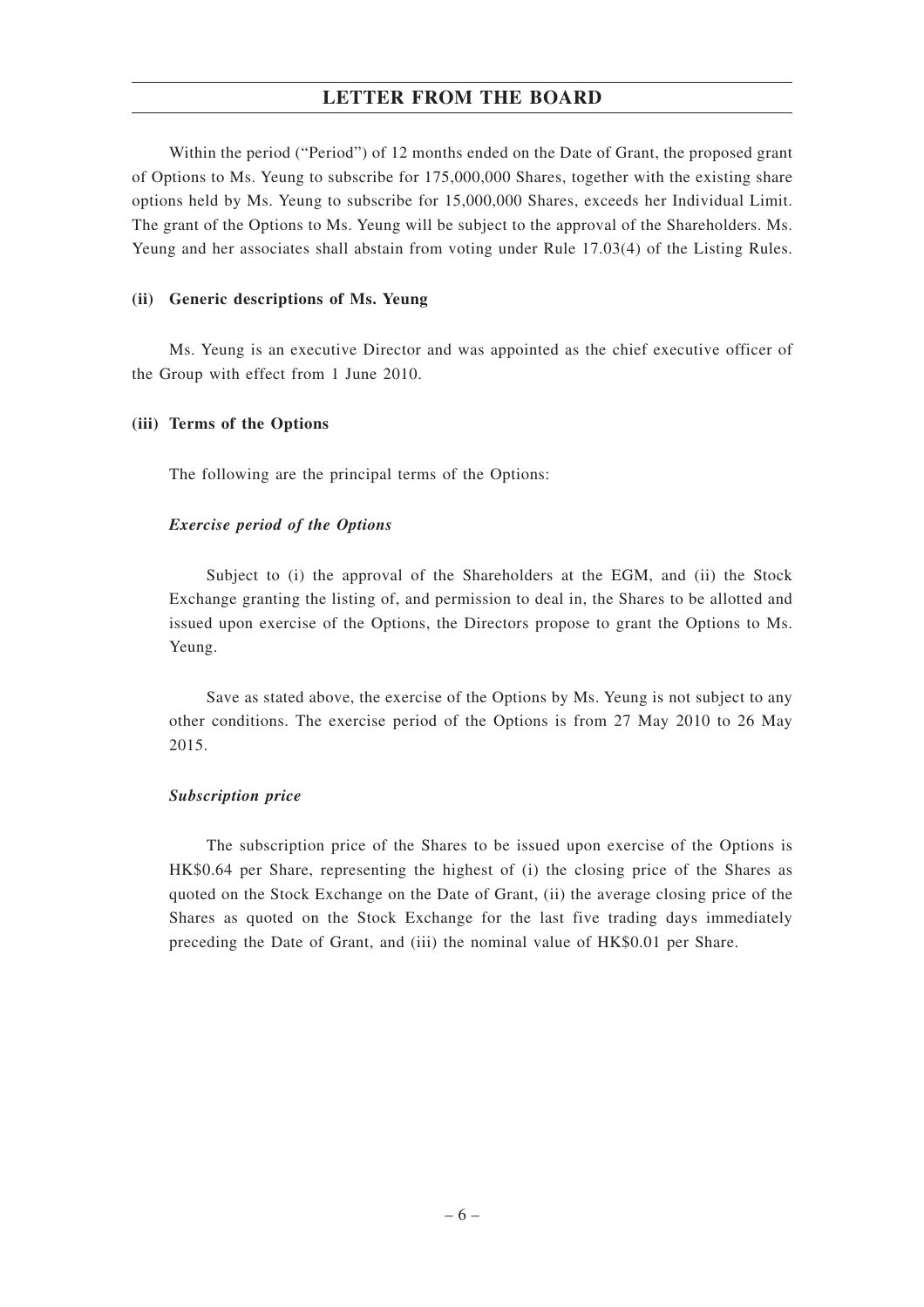Within the period ("Period") of 12 months ended on the Date of Grant, the proposed grant of Options to Ms. Yeung to subscribe for 175,000,000 Shares, together with the existing share options held by Ms. Yeung to subscribe for 15,000,000 Shares, exceeds her Individual Limit. The grant of the Options to Ms. Yeung will be subject to the approval of the Shareholders. Ms. Yeung and her associates shall abstain from voting under Rule 17.03(4) of the Listing Rules.

**(ii) Generic descriptions of Ms. Yeung**

Ms. Yeung is an executive Director and was appointed as the chief executive officer of the Group with effect from 1 June 2010.

**(iii) Terms of the Options**

The following are the principal terms of the Options:

***Exercise period of the Options***

Subject to (i) the approval of the Shareholders at the EGM, and (ii) the Stock Exchange granting the listing of, and permission to deal in, the Shares to be allotted and issued upon exercise of the Options, the Directors propose to grant the Options to Ms. Yeung.

Save as stated above, the exercise of the Options by Ms. Yeung is not subject to any other conditions. The exercise period of the Options is from 27 May 2010 to 26 May 2015.

***Subscription price***

The subscription price of the Shares to be issued upon exercise of the Options is HK$0.64 per Share, representing the highest of (i) the closing price of the Shares as quoted on the Stock Exchange on the Date of Grant, (ii) the average closing price of the Shares as quoted on the Stock Exchange for the last five trading days immediately preceding the Date of Grant, and (iii) the nominal value of HK$0.01 per Share.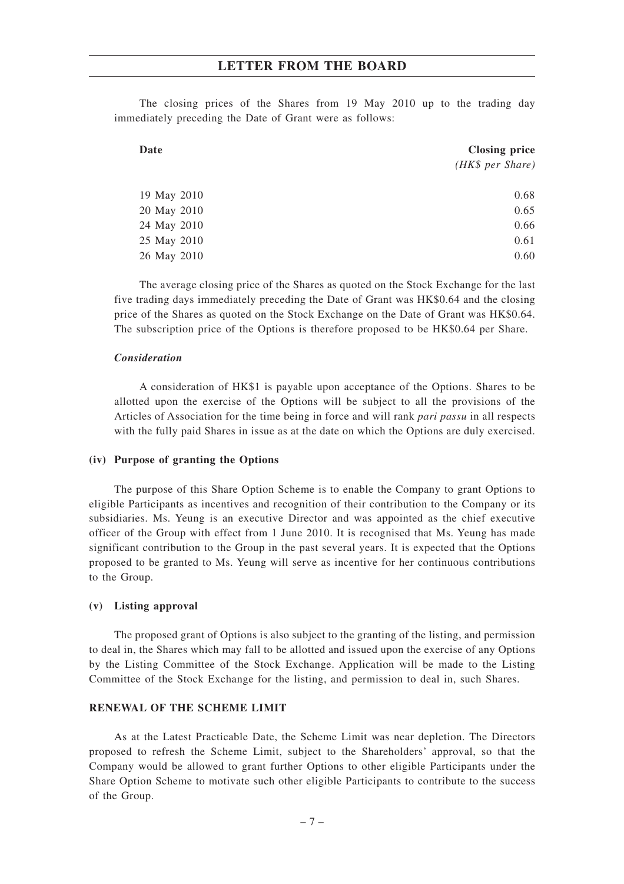The closing prices of the Shares from 19 May 2010 up to the trading day immediately preceding the Date of Grant were as follows:

| Date | Closing price *(HK$ per Share)* |
|---|---|
| 19 May 2010 | 0.68 |
| 20 May 2010 | 0.65 |
| 24 May 2010 | 0.66 |
| 25 May 2010 | 0.61 |
| 26 May 2010 | 0.60 |

The average closing price of the Shares as quoted on the Stock Exchange for the last five trading days immediately preceding the Date of Grant was HK$0.64 and the closing price of the Shares as quoted on the Stock Exchange on the Date of Grant was HK$0.64. The subscription price of the Options is therefore proposed to be HK$0.64 per Share.

***Consideration***

A consideration of HK$1 is payable upon acceptance of the Options. Shares to be allotted upon the exercise of the Options will be subject to all the provisions of the Articles of Association for the time being in force and will rank *pari passu* in all respects with the fully paid Shares in issue as at the date on which the Options are duly exercised.

**(iv) Purpose of granting the Options**

The purpose of this Share Option Scheme is to enable the Company to grant Options to eligible Participants as incentives and recognition of their contribution to the Company or its subsidiaries. Ms. Yeung is an executive Director and was appointed as the chief executive officer of the Group with effect from 1 June 2010. It is recognised that Ms. Yeung has made significant contribution to the Group in the past several years. It is expected that the Options proposed to be granted to Ms. Yeung will serve as incentive for her continuous contributions to the Group.

**(v) Listing approval**

The proposed grant of Options is also subject to the granting of the listing, and permission to deal in, the Shares which may fall to be allotted and issued upon the exercise of any Options by the Listing Committee of the Stock Exchange. Application will be made to the Listing Committee of the Stock Exchange for the listing, and permission to deal in, such Shares.

**RENEWAL OF THE SCHEME LIMIT**

As at the Latest Practicable Date, the Scheme Limit was near depletion. The Directors proposed to refresh the Scheme Limit, subject to the Shareholders' approval, so that the Company would be allowed to grant further Options to other eligible Participants under the Share Option Scheme to motivate such other eligible Participants to contribute to the success of the Group.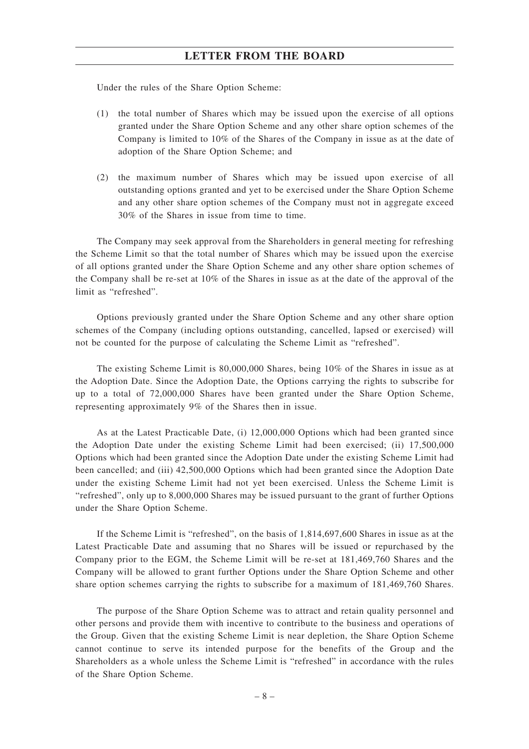Under the rules of the Share Option Scheme:

(1) the total number of Shares which may be issued upon the exercise of all options granted under the Share Option Scheme and any other share option schemes of the Company is limited to 10% of the Shares of the Company in issue as at the date of adoption of the Share Option Scheme; and

(2) the maximum number of Shares which may be issued upon exercise of all outstanding options granted and yet to be exercised under the Share Option Scheme and any other share option schemes of the Company must not in aggregate exceed 30% of the Shares in issue from time to time.

The Company may seek approval from the Shareholders in general meeting for refreshing the Scheme Limit so that the total number of Shares which may be issued upon the exercise of all options granted under the Share Option Scheme and any other share option schemes of the Company shall be re-set at 10% of the Shares in issue as at the date of the approval of the limit as "refreshed".

Options previously granted under the Share Option Scheme and any other share option schemes of the Company (including options outstanding, cancelled, lapsed or exercised) will not be counted for the purpose of calculating the Scheme Limit as "refreshed".

The existing Scheme Limit is 80,000,000 Shares, being 10% of the Shares in issue as at the Adoption Date. Since the Adoption Date, the Options carrying the rights to subscribe for up to a total of 72,000,000 Shares have been granted under the Share Option Scheme, representing approximately 9% of the Shares then in issue.

As at the Latest Practicable Date, (i) 12,000,000 Options which had been granted since the Adoption Date under the existing Scheme Limit had been exercised; (ii) 17,500,000 Options which had been granted since the Adoption Date under the existing Scheme Limit had been cancelled; and (iii) 42,500,000 Options which had been granted since the Adoption Date under the existing Scheme Limit had not yet been exercised. Unless the Scheme Limit is "refreshed", only up to 8,000,000 Shares may be issued pursuant to the grant of further Options under the Share Option Scheme.

If the Scheme Limit is "refreshed", on the basis of 1,814,697,600 Shares in issue as at the Latest Practicable Date and assuming that no Shares will be issued or repurchased by the Company prior to the EGM, the Scheme Limit will be re-set at 181,469,760 Shares and the Company will be allowed to grant further Options under the Share Option Scheme and other share option schemes carrying the rights to subscribe for a maximum of 181,469,760 Shares.

The purpose of the Share Option Scheme was to attract and retain quality personnel and other persons and provide them with incentive to contribute to the business and operations of the Group. Given that the existing Scheme Limit is near depletion, the Share Option Scheme cannot continue to serve its intended purpose for the benefits of the Group and the Shareholders as a whole unless the Scheme Limit is "refreshed" in accordance with the rules of the Share Option Scheme.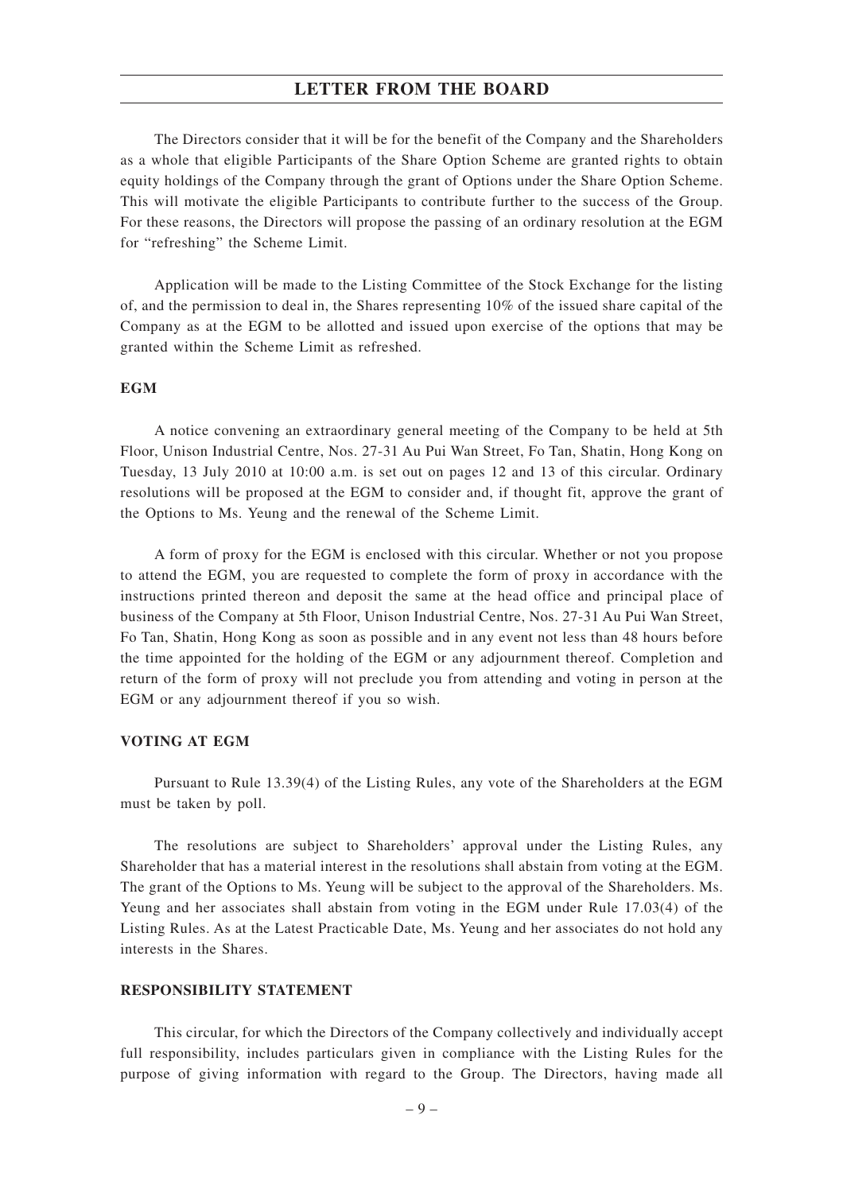The Directors consider that it will be for the benefit of the Company and the Shareholders as a whole that eligible Participants of the Share Option Scheme are granted rights to obtain equity holdings of the Company through the grant of Options under the Share Option Scheme. This will motivate the eligible Participants to contribute further to the success of the Group. For these reasons, the Directors will propose the passing of an ordinary resolution at the EGM for "refreshing" the Scheme Limit.

Application will be made to the Listing Committee of the Stock Exchange for the listing of, and the permission to deal in, the Shares representing 10% of the issued share capital of the Company as at the EGM to be allotted and issued upon exercise of the options that may be granted within the Scheme Limit as refreshed.

**EGM**

A notice convening an extraordinary general meeting of the Company to be held at 5th Floor, Unison Industrial Centre, Nos. 27-31 Au Pui Wan Street, Fo Tan, Shatin, Hong Kong on Tuesday, 13 July 2010 at 10:00 a.m. is set out on pages 12 and 13 of this circular. Ordinary resolutions will be proposed at the EGM to consider and, if thought fit, approve the grant of the Options to Ms. Yeung and the renewal of the Scheme Limit.

A form of proxy for the EGM is enclosed with this circular. Whether or not you propose to attend the EGM, you are requested to complete the form of proxy in accordance with the instructions printed thereon and deposit the same at the head office and principal place of business of the Company at 5th Floor, Unison Industrial Centre, Nos. 27-31 Au Pui Wan Street, Fo Tan, Shatin, Hong Kong as soon as possible and in any event not less than 48 hours before the time appointed for the holding of the EGM or any adjournment thereof. Completion and return of the form of proxy will not preclude you from attending and voting in person at the EGM or any adjournment thereof if you so wish.

**VOTING AT EGM**

Pursuant to Rule 13.39(4) of the Listing Rules, any vote of the Shareholders at the EGM must be taken by poll.

The resolutions are subject to Shareholders' approval under the Listing Rules, any Shareholder that has a material interest in the resolutions shall abstain from voting at the EGM. The grant of the Options to Ms. Yeung will be subject to the approval of the Shareholders. Ms. Yeung and her associates shall abstain from voting in the EGM under Rule 17.03(4) of the Listing Rules. As at the Latest Practicable Date, Ms. Yeung and her associates do not hold any interests in the Shares.

**RESPONSIBILITY STATEMENT**

This circular, for which the Directors of the Company collectively and individually accept full responsibility, includes particulars given in compliance with the Listing Rules for the purpose of giving information with regard to the Group. The Directors, having made all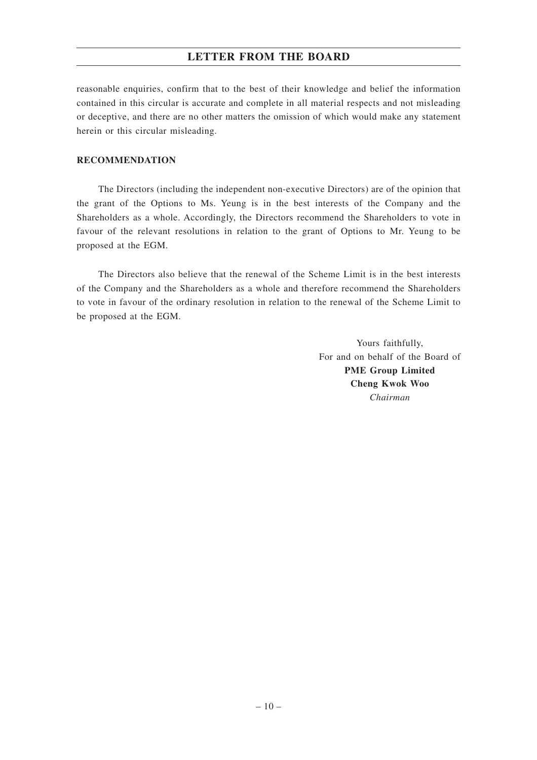reasonable enquiries, confirm that to the best of their knowledge and belief the information contained in this circular is accurate and complete in all material respects and not misleading or deceptive, and there are no other matters the omission of which would make any statement herein or this circular misleading.

**RECOMMENDATION**

The Directors (including the independent non-executive Directors) are of the opinion that the grant of the Options to Ms. Yeung is in the best interests of the Company and the Shareholders as a whole. Accordingly, the Directors recommend the Shareholders to vote in favour of the relevant resolutions in relation to the grant of Options to Mr. Yeung to be proposed at the EGM.

The Directors also believe that the renewal of the Scheme Limit is in the best interests of the Company and the Shareholders as a whole and therefore recommend the Shareholders to vote in favour of the ordinary resolution in relation to the renewal of the Scheme Limit to be proposed at the EGM.

Yours faithfully,  
For and on behalf of the Board of  
**PME Group Limited**  
**Cheng Kwok Woo**  
*Chairman*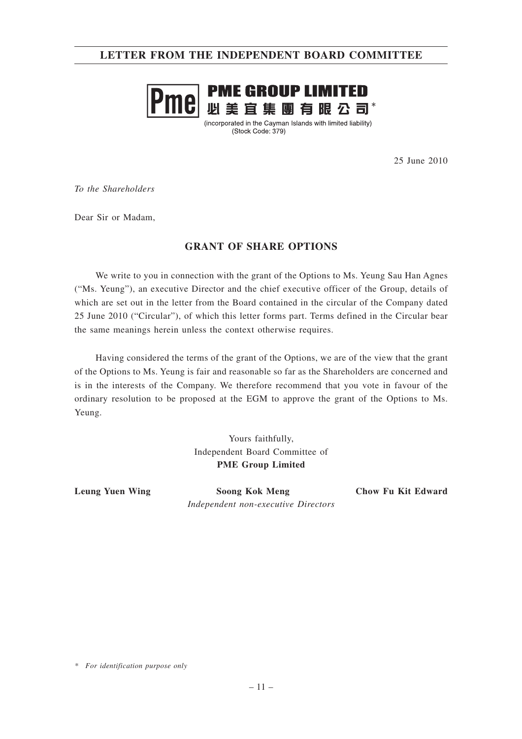# LETTER FROM THE INDEPENDENT BOARD COMMITTEE

**PME GROUP LIMITED**
**必美宜集團有限公司***
(incorporated in the Cayman Islands with limited liability)
(Stock Code: 379)

25 June 2010

*To the Shareholders*

Dear Sir or Madam,

## GRANT OF SHARE OPTIONS

We write to you in connection with the grant of the Options to Ms. Yeung Sau Han Agnes ("Ms. Yeung"), an executive Director and the chief executive officer of the Group, details of which are set out in the letter from the Board contained in the circular of the Company dated 25 June 2010 ("Circular"), of which this letter forms part. Terms defined in the Circular bear the same meanings herein unless the context otherwise requires.

Having considered the terms of the grant of the Options, we are of the view that the grant of the Options to Ms. Yeung is fair and reasonable so far as the Shareholders are concerned and is in the interests of the Company. We therefore recommend that you vote in favour of the ordinary resolution to be proposed at the EGM to approve the grant of the Options to Ms. Yeung.

Yours faithfully,
Independent Board Committee of
**PME Group Limited**

**Leung Yuen Wing** **Soong Kok Meng** **Chow Fu Kit Edward**
*Independent non-executive Directors*

\* *For identification purpose only*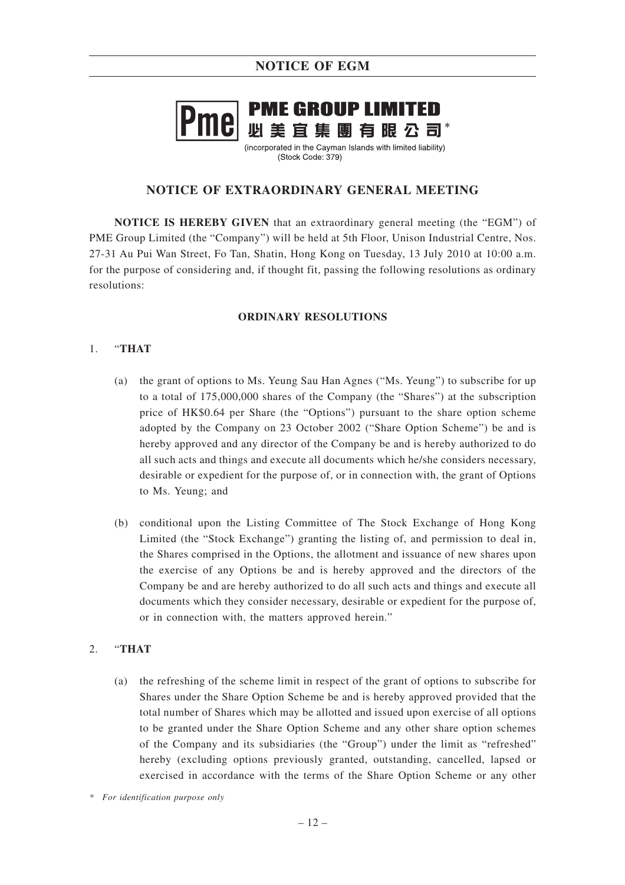**PME GROUP LIMITED**

**必美宜集團有限公司***

(incorporated in the Cayman Islands with limited liability)
(Stock Code: 379)

## NOTICE OF EXTRAORDINARY GENERAL MEETING

**NOTICE IS HEREBY GIVEN** that an extraordinary general meeting (the "EGM") of PME Group Limited (the "Company") will be held at 5th Floor, Unison Industrial Centre, Nos. 27-31 Au Pui Wan Street, Fo Tan, Shatin, Hong Kong on Tuesday, 13 July 2010 at 10:00 a.m. for the purpose of considering and, if thought fit, passing the following resolutions as ordinary resolutions:

### ORDINARY RESOLUTIONS

1. "**THAT**

   (a) the grant of options to Ms. Yeung Sau Han Agnes ("Ms. Yeung") to subscribe for up to a total of 175,000,000 shares of the Company (the "Shares") at the subscription price of HK$0.64 per Share (the "Options") pursuant to the share option scheme adopted by the Company on 23 October 2002 ("Share Option Scheme") be and is hereby approved and any director of the Company be and is hereby authorized to do all such acts and things and execute all documents which he/she considers necessary, desirable or expedient for the purpose of, or in connection with, the grant of Options to Ms. Yeung; and

   (b) conditional upon the Listing Committee of The Stock Exchange of Hong Kong Limited (the "Stock Exchange") granting the listing of, and permission to deal in, the Shares comprised in the Options, the allotment and issuance of new shares upon the exercise of any Options be and is hereby approved and the directors of the Company be and are hereby authorized to do all such acts and things and execute all documents which they consider necessary, desirable or expedient for the purpose of, or in connection with, the matters approved herein."

2. "**THAT**

   (a) the refreshing of the scheme limit in respect of the grant of options to subscribe for Shares under the Share Option Scheme be and is hereby approved provided that the total number of Shares which may be allotted and issued upon exercise of all options to be granted under the Share Option Scheme and any other share option schemes of the Company and its subsidiaries (the "Group") under the limit as "refreshed" hereby (excluding options previously granted, outstanding, cancelled, lapsed or exercised in accordance with the terms of the Share Option Scheme or any other

* *For identification purpose only*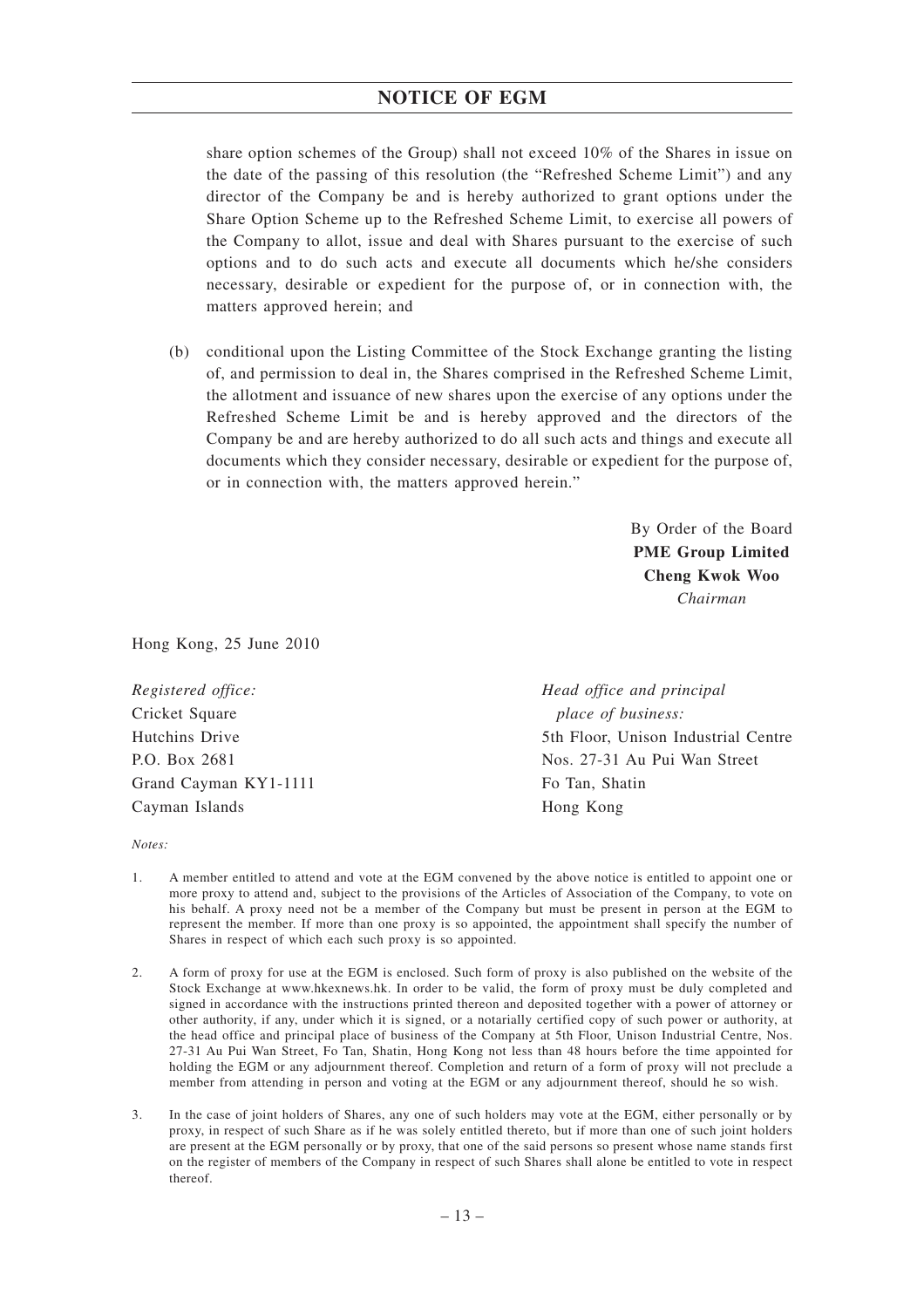share option schemes of the Group) shall not exceed 10% of the Shares in issue on the date of the passing of this resolution (the "Refreshed Scheme Limit") and any director of the Company be and is hereby authorized to grant options under the Share Option Scheme up to the Refreshed Scheme Limit, to exercise all powers of the Company to allot, issue and deal with Shares pursuant to the exercise of such options and to do such acts and execute all documents which he/she considers necessary, desirable or expedient for the purpose of, or in connection with, the matters approved herein; and

(b) conditional upon the Listing Committee of the Stock Exchange granting the listing of, and permission to deal in, the Shares comprised in the Refreshed Scheme Limit, the allotment and issuance of new shares upon the exercise of any options under the Refreshed Scheme Limit be and is hereby approved and the directors of the Company be and are hereby authorized to do all such acts and things and execute all documents which they consider necessary, desirable or expedient for the purpose of, or in connection with, the matters approved herein."

By Order of the Board
**PME Group Limited**
**Cheng Kwok Woo**
*Chairman*

Hong Kong, 25 June 2010

*Registered office:*
Cricket Square
Hutchins Drive
P.O. Box 2681
Grand Cayman KY1-1111
Cayman Islands

*Head office and principal place of business:*
5th Floor, Unison Industrial Centre
Nos. 27-31 Au Pui Wan Street
Fo Tan, Shatin
Hong Kong

*Notes:*

1. A member entitled to attend and vote at the EGM convened by the above notice is entitled to appoint one or more proxy to attend and, subject to the provisions of the Articles of Association of the Company, to vote on his behalf. A proxy need not be a member of the Company but must be present in person at the EGM to represent the member. If more than one proxy is so appointed, the appointment shall specify the number of Shares in respect of which each such proxy is so appointed.

2. A form of proxy for use at the EGM is enclosed. Such form of proxy is also published on the website of the Stock Exchange at www.hkexnews.hk. In order to be valid, the form of proxy must be duly completed and signed in accordance with the instructions printed thereon and deposited together with a power of attorney or other authority, if any, under which it is signed, or a notarially certified copy of such power or authority, at the head office and principal place of business of the Company at 5th Floor, Unison Industrial Centre, Nos. 27-31 Au Pui Wan Street, Fo Tan, Shatin, Hong Kong not less than 48 hours before the time appointed for holding the EGM or any adjournment thereof. Completion and return of a form of proxy will not preclude a member from attending in person and voting at the EGM or any adjournment thereof, should he so wish.

3. In the case of joint holders of Shares, any one of such holders may vote at the EGM, either personally or by proxy, in respect of such Share as if he was solely entitled thereto, but if more than one of such joint holders are present at the EGM personally or by proxy, that one of the said persons so present whose name stands first on the register of members of the Company in respect of such Shares shall alone be entitled to vote in respect thereof.